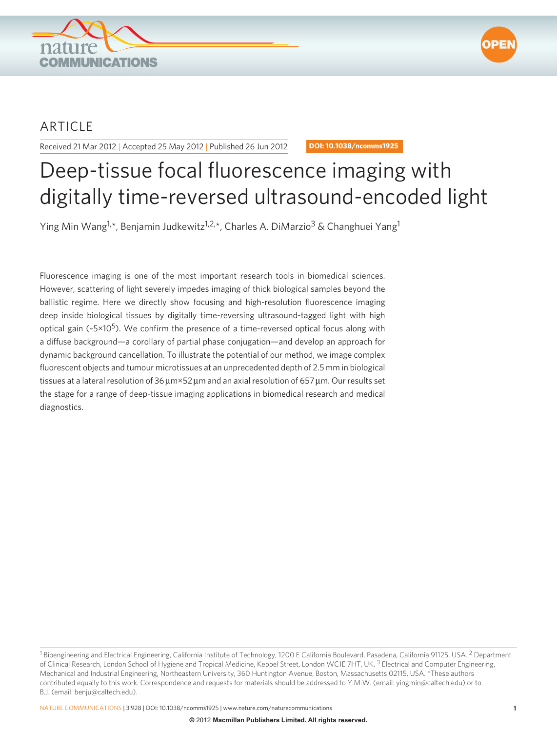ARTICLE

Received 21 Mar 2012 | Accepted 25 May 2012 | Published 26 Jun 2012

DOI: 10.1038/ncomms1925

# Deep-tissue focal fluorescence imaging with digitally time-reversed ultrasound-encoded light

Ying Min Wang[1,*], Benjamin Judkewitz[1,2,*], Charles A. DiMarzio[3] & Changhuei Yang[1]

Fluorescence imaging is one of the most important research tools in biomedical sciences. However, scattering of light severely impedes imaging of thick biological samples beyond the ballistic regime. Here we directly show focusing and high-resolution fluorescence imaging deep inside biological tissues by digitally time-reversing ultrasound-tagged light with high optical gain (~$5\times10^5$). We confirm the presence of a time-reversed optical focus along with a diffuse background—a corollary of partial phase conjugation—and develop an approach for dynamic background cancellation. To illustrate the potential of our method, we image complex fluorescent objects and tumour microtissues at an unprecedented depth of 2.5 mm in biological tissues at a lateral resolution of 36 μm×52 μm and an axial resolution of 657 μm. Our results set the stage for a range of deep-tissue imaging applications in biomedical research and medical diagnostics.

[1] Bioengineering and Electrical Engineering, California Institute of Technology, 1200 E California Boulevard, Pasadena, California 91125, USA. [2] Department of Clinical Research, London School of Hygiene and Tropical Medicine, Keppel Street, London WC1E 7HT, UK. [3] Electrical and Computer Engineering, Mechanical and Industrial Engineering, Northeastern University, 360 Huntington Avenue, Boston, Massachusetts 02115, USA. *These authors contributed equally to this work. Correspondence and requests for materials should be addressed to Y.M.W. (email: yingmin@caltech.edu) or to B.J. (email: benju@caltech.edu).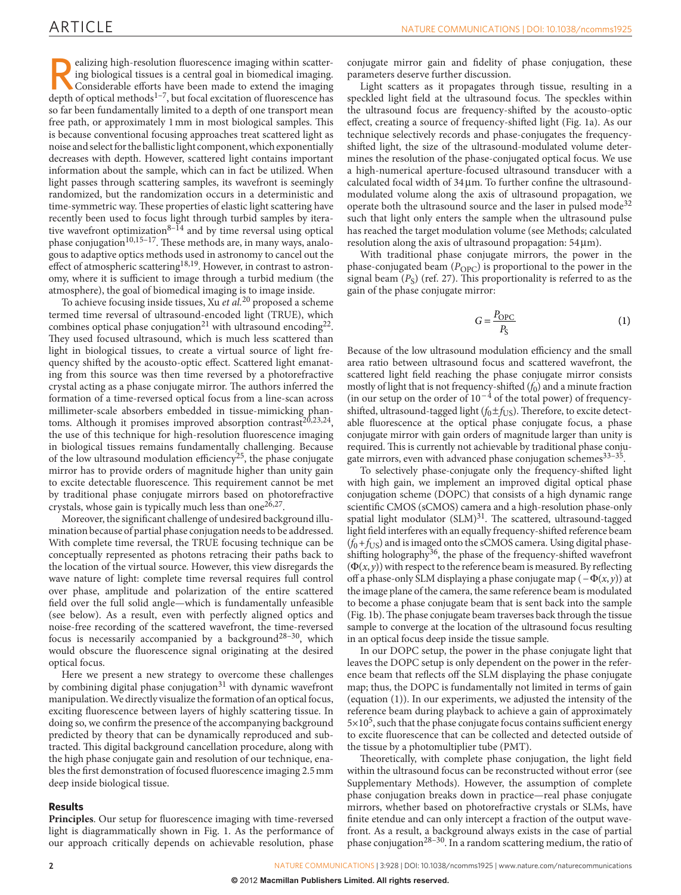Realizing high-resolution fluorescence imaging within scattering biological tissues is a central goal in biomedical imaging. Considerable efforts have been made to extend the imaging depth of optical methods[1–7], but focal excitation of fluorescence has so far been fundamentally limited to a depth of one transport mean free path, or approximately 1 mm in most biological samples. This is because conventional focusing approaches treat scattered light as noise and select for the ballistic light component, which exponentially decreases with depth. However, scattered light contains important information about the sample, which can in fact be utilized. When light passes through scattering samples, its wavefront is seemingly randomized, but the randomization occurs in a deterministic and time-symmetric way. These properties of elastic light scattering have recently been used to focus light through turbid samples by iterative wavefront optimization[8–14] and by time reversal using optical phase conjugation[10,15–17]. These methods are, in many ways, analogous to adaptive optics methods used in astronomy to cancel out the effect of atmospheric scattering[18,19]. However, in contrast to astronomy, where it is sufficient to image through a turbid medium (the atmosphere), the goal of biomedical imaging is to image inside.

To achieve focusing inside tissues, Xu *et al.*[20] proposed a scheme termed time reversal of ultrasound-encoded light (TRUE), which combines optical phase conjugation[21] with ultrasound encoding[22]. They used focused ultrasound, which is much less scattered than light in biological tissues, to create a virtual source of light frequency shifted by the acousto-optic effect. Scattered light emanating from this source was then time reversed by a photorefractive crystal acting as a phase conjugate mirror. The authors inferred the formation of a time-reversed optical focus from a line-scan across millimeter-scale absorbers embedded in tissue-mimicking phantoms. Although it promises improved absorption contrast[20,23,24], the use of this technique for high-resolution fluorescence imaging in biological tissues remains fundamentally challenging. Because of the low ultrasound modulation efficiency[25], the phase conjugate mirror has to provide orders of magnitude higher than unity gain to excite detectable fluorescence. This requirement cannot be met by traditional phase conjugate mirrors based on photorefractive crystals, whose gain is typically much less than one[26,27].

Moreover, the significant challenge of undesired background illumination because of partial phase conjugation needs to be addressed. With complete time reversal, the TRUE focusing technique can be conceptually represented as photons retracing their paths back to the location of the virtual source. However, this view disregards the wave nature of light: complete time reversal requires full control over phase, amplitude and polarization of the entire scattered field over the full solid angle—which is fundamentally unfeasible (see below). As a result, even with perfectly aligned optics and noise-free recording of the scattered wavefront, the time-reversed focus is necessarily accompanied by a background[28–30], which would obscure the fluorescence signal originating at the desired optical focus.

Here we present a new strategy to overcome these challenges by combining digital phase conjugation[31] with dynamic wavefront manipulation. We directly visualize the formation of an optical focus, exciting fluorescence between layers of highly scattering tissue. In doing so, we confirm the presence of the accompanying background predicted by theory that can be dynamically reproduced and subtracted. This digital background cancellation procedure, along with the high phase conjugate gain and resolution of our technique, enables the first demonstration of focused fluorescence imaging 2.5 mm deep inside biological tissue.

## Results

**Principles**. Our setup for fluorescence imaging with time-reversed light is diagrammatically shown in Fig. 1. As the performance of our approach critically depends on achievable resolution, phase conjugate mirror gain and fidelity of phase conjugation, these parameters deserve further discussion.

Light scatters as it propagates through tissue, resulting in a speckled light field at the ultrasound focus. The speckles within the ultrasound focus are frequency-shifted by the acousto-optic effect, creating a source of frequency-shifted light (Fig. 1a). As our technique selectively records and phase-conjugates the frequency-shifted light, the size of the ultrasound-modulated volume determines the resolution of the phase-conjugated optical focus. We use a high-numerical aperture-focused ultrasound transducer with a calculated focal width of 34 μm. To further confine the ultrasound-modulated volume along the axis of ultrasound propagation, we operate both the ultrasound source and the laser in pulsed mode[32] such that light only enters the sample when the ultrasound pulse has reached the target modulation volume (see Methods; calculated resolution along the axis of ultrasound propagation: 54 μm).

With traditional phase conjugate mirrors, the power in the phase-conjugated beam ($P_{OPC}$) is proportional to the power in the signal beam ($P_S$) (ref. 27). This proportionality is referred to as the gain of the phase conjugate mirror:

$$G = \frac{P_{OPC}}{P_S} \tag{1}$$

Because of the low ultrasound modulation efficiency and the small area ratio between ultrasound focus and scattered wavefront, the scattered light field reaching the phase conjugate mirror consists mostly of light that is not frequency-shifted ($f_0$) and a minute fraction (in our setup on the order of $10^{-4}$ of the total power) of frequency-shifted, ultrasound-tagged light ($f_0 \pm f_{US}$). Therefore, to excite detectable fluorescence at the optical phase conjugate focus, a phase conjugate mirror with gain orders of magnitude larger than unity is required. This is currently not achievable by traditional phase conjugate mirrors, even with advanced phase conjugation schemes[33–35].

To selectively phase-conjugate only the frequency-shifted light with high gain, we implement an improved digital optical phase conjugation scheme (DOPC) that consists of a high dynamic range scientific CMOS (sCMOS) camera and a high-resolution phase-only spatial light modulator (SLM)[31]. The scattered, ultrasound-tagged light field interferes with an equally frequency-shifted reference beam ($f_0 + f_{US}$) and is imaged onto the sCMOS camera. Using digital phase-shifting holography[36], the phase of the frequency-shifted wavefront ($\Phi(x,y)$) with respect to the reference beam is measured. By reflecting off a phase-only SLM displaying a phase conjugate map ($-\Phi(x,y)$) at the image plane of the camera, the same reference beam is modulated to become a phase conjugate beam that is sent back into the sample (Fig. 1b). The phase conjugate beam traverses back through the tissue sample to converge at the location of the ultrasound focus resulting in an optical focus deep inside the tissue sample.

In our DOPC setup, the power in the phase conjugate light that leaves the DOPC setup is only dependent on the power in the reference beam that reflects off the SLM displaying the phase conjugate map; thus, the DOPC is fundamentally not limited in terms of gain (equation (1)). In our experiments, we adjusted the intensity of the reference beam during playback to achieve a gain of approximately $5 \times 10^5$, such that the phase conjugate focus contains sufficient energy to excite fluorescence that can be collected and detected outside of the tissue by a photomultiplier tube (PMT).

Theoretically, with complete phase conjugation, the light field within the ultrasound focus can be reconstructed without error (see Supplementary Methods). However, the assumption of complete phase conjugation breaks down in practice—real phase conjugate mirrors, whether based on photorefractive crystals or SLMs, have finite etendue and can only intercept a fraction of the output wavefront. As a result, a background always exists in the case of partial phase conjugation[28–30]. In a random scattering medium, the ratio of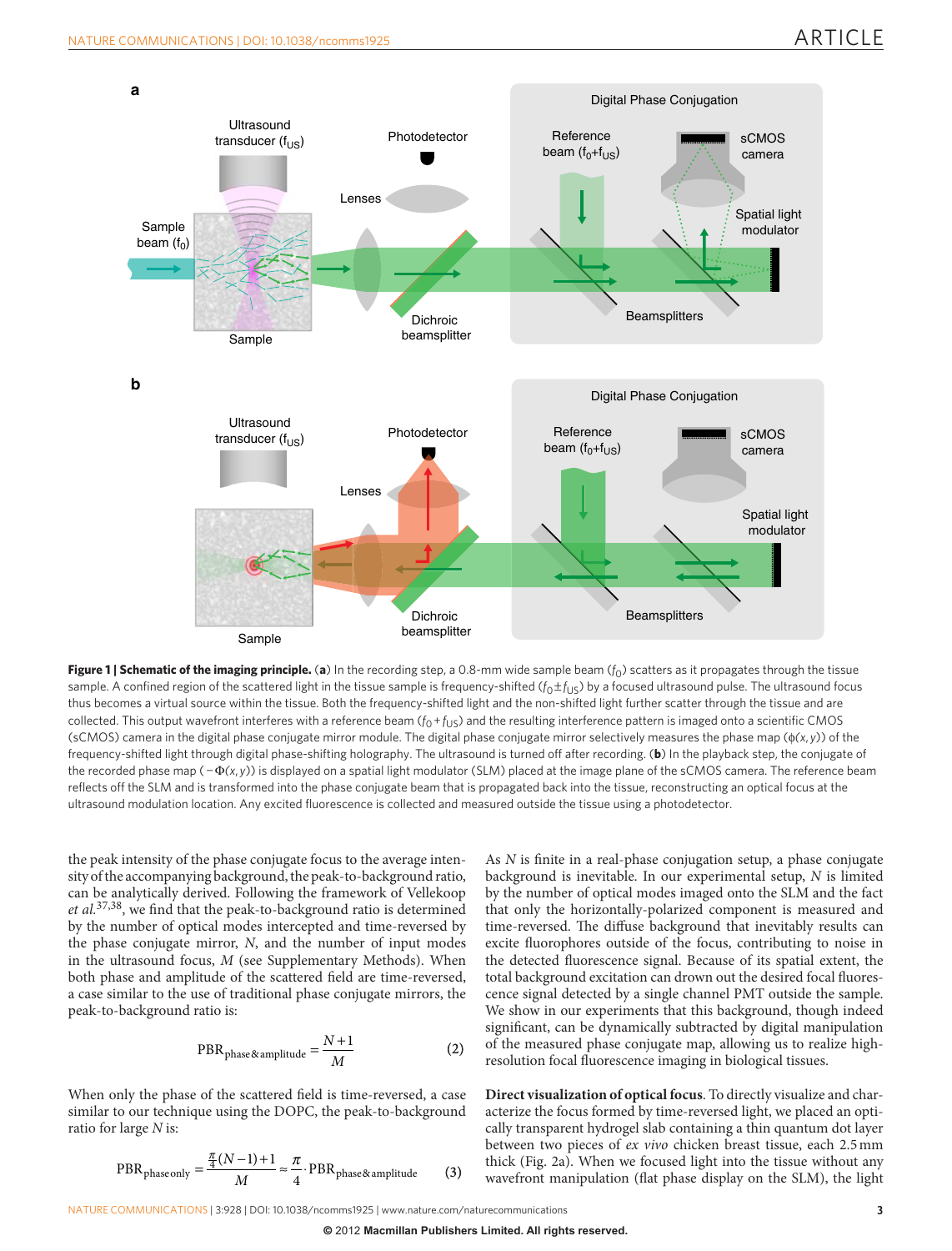**Figure 1 | Schematic of the imaging principle.** (**a**) In the recording step, a 0.8-mm wide sample beam ($f_0$) scatters as it propagates through the tissue sample. A confined region of the scattered light in the tissue sample is frequency-shifted ($f_0 \pm f_{US}$) by a focused ultrasound pulse. The ultrasound focus thus becomes a virtual source within the tissue. Both the frequency-shifted light and the non-shifted light further scatter through the tissue and are collected. This output wavefront interferes with a reference beam ($f_0 + f_{US}$) and the resulting interference pattern is imaged onto a scientific CMOS (sCMOS) camera in the digital phase conjugate mirror module. The digital phase conjugate mirror selectively measures the phase map ($\phi(x, y)$) of the frequency-shifted light through digital phase-shifting holography. The ultrasound is turned off after recording. (**b**) In the playback step, the conjugate of the recorded phase map ($-\Phi(x, y)$) is displayed on a spatial light modulator (SLM) placed at the image plane of the sCMOS camera. The reference beam reflects off the SLM and is transformed into the phase conjugate beam that is propagated back into the tissue, reconstructing an optical focus at the ultrasound modulation location. Any excited fluorescence is collected and measured outside the tissue using a photodetector.

the peak intensity of the phase conjugate focus to the average intensity of the accompanying background, the peak-to-background ratio, can be analytically derived. Following the framework of Vellekoop *et al.*[37,38], we find that the peak-to-background ratio is determined by the number of optical modes intercepted and time-reversed by the phase conjugate mirror, $N$, and the number of input modes in the ultrasound focus, $M$ (see Supplementary Methods). When both phase and amplitude of the scattered field are time-reversed, a case similar to the use of traditional phase conjugate mirrors, the peak-to-background ratio is:

$$\mathrm{PBR}_{\mathrm{phase\&amplitude}} = \frac{N+1}{M} \tag{2}$$

When only the phase of the scattered field is time-reversed, a case similar to our technique using the DOPC, the peak-to-background ratio for large $N$ is:

$$\mathrm{PBR}_{\mathrm{phase\,only}} = \frac{\frac{\pi}{4}(N-1)+1}{M} \approx \frac{\pi}{4} \cdot \mathrm{PBR}_{\mathrm{phase\&amplitude}} \tag{3}$$

As $N$ is finite in a real-phase conjugation setup, a phase conjugate background is inevitable. In our experimental setup, $N$ is limited by the number of optical modes imaged onto the SLM and the fact that only the horizontally-polarized component is measured and time-reversed. The diffuse background that inevitably results can excite fluorophores outside of the focus, contributing to noise in the detected fluorescence signal. Because of its spatial extent, the total background excitation can drown out the desired focal fluorescence signal detected by a single channel PMT outside the sample. We show in our experiments that this background, though indeed significant, can be dynamically subtracted by digital manipulation of the measured phase conjugate map, allowing us to realize high-resolution focal fluorescence imaging in biological tissues.

**Direct visualization of optical focus**. To directly visualize and characterize the focus formed by time-reversed light, we placed an optically transparent hydrogel slab containing a thin quantum dot layer between two pieces of *ex vivo* chicken breast tissue, each 2.5 mm thick (Fig. 2a). When we focused light into the tissue without any wavefront manipulation (flat phase display on the SLM), the light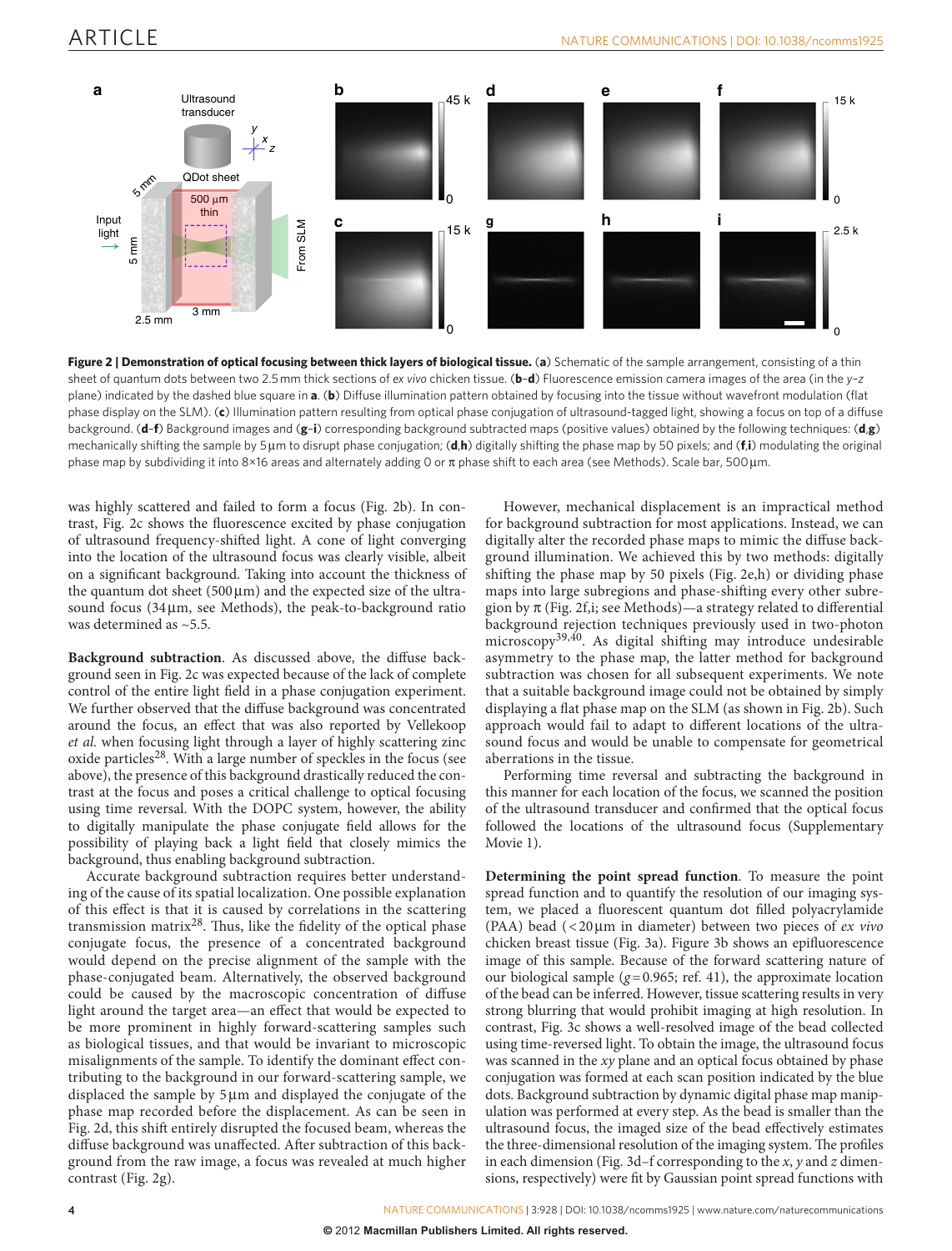**Figure 2 | Demonstration of optical focusing between thick layers of biological tissue.** (**a**) Schematic of the sample arrangement, consisting of a thin sheet of quantum dots between two 2.5 mm thick sections of *ex vivo* chicken tissue. (**b**–**d**) Fluorescence emission camera images of the area (in the *y*–*z* plane) indicated by the dashed blue square in **a**. (**b**) Diffuse illumination pattern obtained by focusing into the tissue without wavefront modulation (flat phase display on the SLM). (**c**) Illumination pattern resulting from optical phase conjugation of ultrasound-tagged light, showing a focus on top of a diffuse background. (**d**–**f**) Background images and (**g**–**i**) corresponding background subtracted maps (positive values) obtained by the following techniques: (**d**,**g**) mechanically shifting the sample by 5 µm to disrupt phase conjugation; (**d**,**h**) digitally shifting the phase map by 50 pixels; and (**f**,**i**) modulating the original phase map by subdividing it into 8×16 areas and alternately adding 0 or π phase shift to each area (see Methods). Scale bar, 500 µm.

was highly scattered and failed to form a focus (Fig. 2b). In contrast, Fig. 2c shows the fluorescence excited by phase conjugation of ultrasound frequency-shifted light. A cone of light converging into the location of the ultrasound focus was clearly visible, albeit on a significant background. Taking into account the thickness of the quantum dot sheet (500 µm) and the expected size of the ultrasound focus (34 µm, see Methods), the peak-to-background ratio was determined as ~5.5.

**Background subtraction**. As discussed above, the diffuse background seen in Fig. 2c was expected because of the lack of complete control of the entire light field in a phase conjugation experiment. We further observed that the diffuse background was concentrated around the focus, an effect that was also reported by Vellekoop *et al.* when focusing light through a layer of highly scattering zinc oxide particles[28]. With a large number of speckles in the focus (see above), the presence of this background drastically reduced the contrast at the focus and poses a critical challenge to optical focusing using time reversal. With the DOPC system, however, the ability to digitally manipulate the phase conjugate field allows for the possibility of playing back a light field that closely mimics the background, thus enabling background subtraction.

Accurate background subtraction requires better understanding of the cause of its spatial localization. One possible explanation of this effect is that it is caused by correlations in the scattering transmission matrix[28]. Thus, like the fidelity of the optical phase conjugate focus, the presence of a concentrated background would depend on the precise alignment of the sample with the phase-conjugated beam. Alternatively, the observed background could be caused by the macroscopic concentration of diffuse light around the target area—an effect that would be expected to be more prominent in highly forward-scattering samples such as biological tissues, and that would be invariant to microscopic misalignments of the sample. To identify the dominant effect contributing to the background in our forward-scattering sample, we displaced the sample by 5 µm and displayed the conjugate of the phase map recorded before the displacement. As can be seen in Fig. 2d, this shift entirely disrupted the focused beam, whereas the diffuse background was unaffected. After subtraction of this background from the raw image, a focus was revealed at much higher contrast (Fig. 2g).

However, mechanical displacement is an impractical method for background subtraction for most applications. Instead, we can digitally alter the recorded phase maps to mimic the diffuse background illumination. We achieved this by two methods: digitally shifting the phase map by 50 pixels (Fig. 2e,h) or dividing phase maps into large subregions and phase-shifting every other subregion by π (Fig. 2f,i; see Methods)—a strategy related to differential background rejection techniques previously used in two-photon microscopy[39,40]. As digital shifting may introduce undesirable asymmetry to the phase map, the latter method for background subtraction was chosen for all subsequent experiments. We note that a suitable background image could not be obtained by simply displaying a flat phase map on the SLM (as shown in Fig. 2b). Such approach would fail to adapt to different locations of the ultrasound focus and would be unable to compensate for geometrical aberrations in the tissue.

Performing time reversal and subtracting the background in this manner for each location of the focus, we scanned the position of the ultrasound transducer and confirmed that the optical focus followed the locations of the ultrasound focus (Supplementary Movie 1).

**Determining the point spread function**. To measure the point spread function and to quantify the resolution of our imaging system, we placed a fluorescent quantum dot filled polyacrylamide (PAA) bead (<20 µm in diameter) between two pieces of *ex vivo* chicken breast tissue (Fig. 3a). Figure 3b shows an epifluorescence image of this sample. Because of the forward scattering nature of our biological sample ($g$=0.965; ref. 41), the approximate location of the bead can be inferred. However, tissue scattering results in very strong blurring that would prohibit imaging at high resolution. In contrast, Fig. 3c shows a well-resolved image of the bead collected using time-reversed light. To obtain the image, the ultrasound focus was scanned in the *xy* plane and an optical focus obtained by phase conjugation was formed at each scan position indicated by the blue dots. Background subtraction by dynamic digital phase map manipulation was performed at every step. As the bead is smaller than the ultrasound focus, the imaged size of the bead effectively estimates the three-dimensional resolution of the imaging system. The profiles in each dimension (Fig. 3d–f corresponding to the *x*, *y* and *z* dimensions, respectively) were fit by Gaussian point spread functions with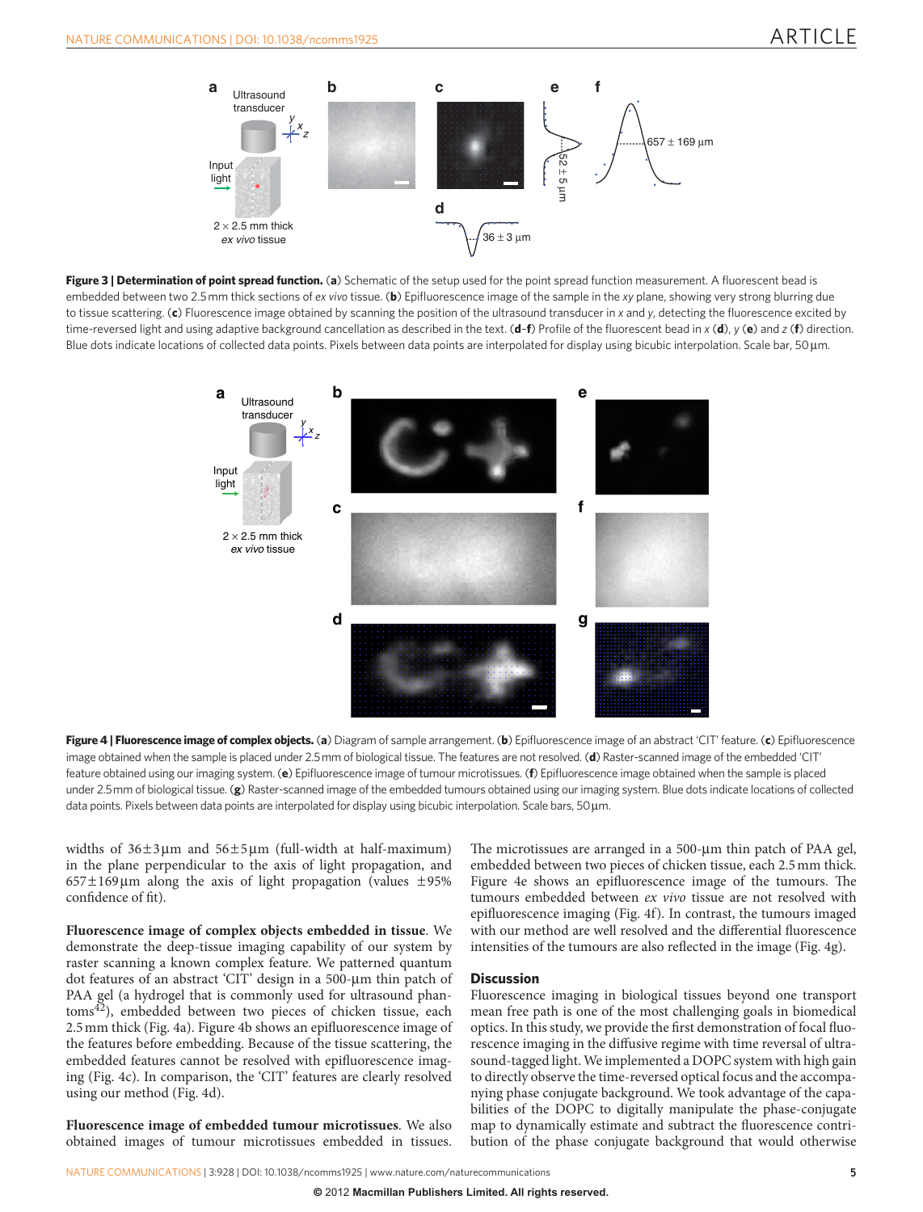**Figure 3 | Determination of point spread function.** (**a**) Schematic of the setup used for the point spread function measurement. A fluorescent bead is embedded between two 2.5 mm thick sections of *ex vivo* tissue. (**b**) Epifluorescence image of the sample in the *xy* plane, showing very strong blurring due to tissue scattering. (**c**) Fluorescence image obtained by scanning the position of the ultrasound transducer in *x* and *y*, detecting the fluorescence excited by time-reversed light and using adaptive background cancellation as described in the text. (**d**–**f**) Profile of the fluorescent bead in *x* (**d**), *y* (**e**) and *z* (**f**) direction. Blue dots indicate locations of collected data points. Pixels between data points are interpolated for display using bicubic interpolation. Scale bar, 50 μm.

**Figure 4 | Fluorescence image of complex objects.** (**a**) Diagram of sample arrangement. (**b**) Epifluorescence image of an abstract 'CIT' feature. (**c**) Epifluorescence image obtained when the sample is placed under 2.5 mm of biological tissue. The features are not resolved. (**d**) Raster-scanned image of the embedded 'CIT' feature obtained using our imaging system. (**e**) Epifluorescence image of tumour microtissues. (**f**) Epifluorescence image obtained when the sample is placed under 2.5 mm of biological tissue. (**g**) Raster-scanned image of the embedded tumours obtained using our imaging system. Blue dots indicate locations of collected data points. Pixels between data points are interpolated for display using bicubic interpolation. Scale bars, 50 μm.

widths of 36±3 μm and 56±5 μm (full-width at half-maximum) in the plane perpendicular to the axis of light propagation, and 657±169 μm along the axis of light propagation (values ±95% confidence of fit).

**Fluorescence image of complex objects embedded in tissue**. We demonstrate the deep-tissue imaging capability of our system by raster scanning a known complex feature. We patterned quantum dot features of an abstract 'CIT' design in a 500-μm thin patch of PAA gel (a hydrogel that is commonly used for ultrasound phantoms[42]), embedded between two pieces of chicken tissue, each 2.5 mm thick (Fig. 4a). Figure 4b shows an epifluorescence image of the features before embedding. Because of the tissue scattering, the embedded features cannot be resolved with epifluorescence imaging (Fig. 4c). In comparison, the 'CIT' features are clearly resolved using our method (Fig. 4d).

**Fluorescence image of embedded tumour microtissues**. We also obtained images of tumour microtissues embedded in tissues. The microtissues are arranged in a 500-μm thin patch of PAA gel, embedded between two pieces of chicken tissue, each 2.5 mm thick. Figure 4e shows an epifluorescence image of the tumours. The tumours embedded between *ex vivo* tissue are not resolved with epifluorescence imaging (Fig. 4f). In contrast, the tumours imaged with our method are well resolved and the differential fluorescence intensities of the tumours are also reflected in the image (Fig. 4g).

## Discussion

Fluorescence imaging in biological tissues beyond one transport mean free path is one of the most challenging goals in biomedical optics. In this study, we provide the first demonstration of focal fluorescence imaging in the diffusive regime with time reversal of ultrasound-tagged light. We implemented a DOPC system with high gain to directly observe the time-reversed optical focus and the accompanying phase conjugate background. We took advantage of the capabilities of the DOPC to digitally manipulate the phase-conjugate map to dynamically estimate and subtract the fluorescence contribution of the phase conjugate background that would otherwise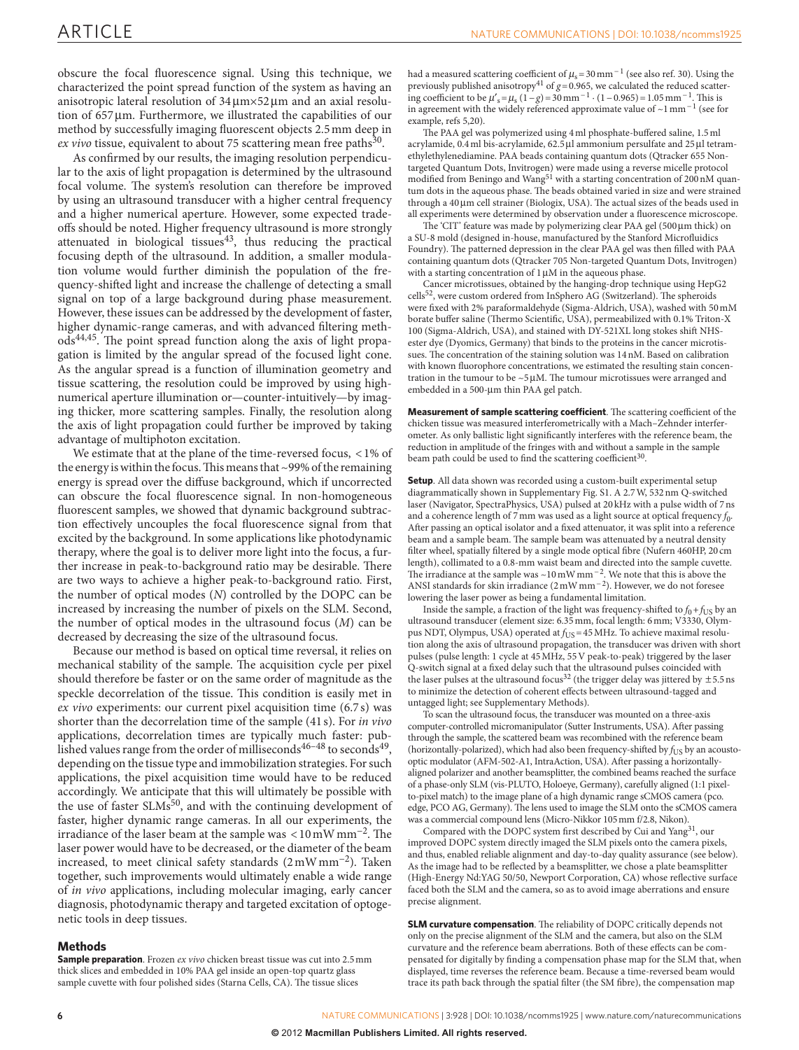obscure the focal fluorescence signal. Using this technique, we characterized the point spread function of the system as having an anisotropic lateral resolution of 34 µm×52 µm and an axial resolution of 657 µm. Furthermore, we illustrated the capabilities of our method by successfully imaging fluorescent objects 2.5 mm deep in *ex vivo* tissue, equivalent to about 75 scattering mean free paths[30].

As confirmed by our results, the imaging resolution perpendicular to the axis of light propagation is determined by the ultrasound focal volume. The system's resolution can therefore be improved by using an ultrasound transducer with a higher central frequency and a higher numerical aperture. However, some expected tradeoffs should be noted. Higher frequency ultrasound is more strongly attenuated in biological tissues[43], thus reducing the practical focusing depth of the ultrasound. In addition, a smaller modulation volume would further diminish the population of the frequency-shifted light and increase the challenge of detecting a small signal on top of a large background during phase measurement. However, these issues can be addressed by the development of faster, higher dynamic-range cameras, and with advanced filtering methods[44,45]. The point spread function along the axis of light propagation is limited by the angular spread of the focused light cone. As the angular spread is a function of illumination geometry and tissue scattering, the resolution could be improved by using high-numerical aperture illumination or—counter-intuitively—by imaging thicker, more scattering samples. Finally, the resolution along the axis of light propagation could further be improved by taking advantage of multiphoton excitation.

We estimate that at the plane of the time-reversed focus, <1% of the energy is within the focus. This means that ~99% of the remaining energy is spread over the diffuse background, which if uncorrected can obscure the focal fluorescence signal. In non-homogeneous fluorescent samples, we showed that dynamic background subtraction effectively uncouples the focal fluorescence signal from that excited by the background. In some applications like photodynamic therapy, where the goal is to deliver more light into the focus, a further increase in peak-to-background ratio may be desirable. There are two ways to achieve a higher peak-to-background ratio. First, the number of optical modes ($N$) controlled by the DOPC can be increased by increasing the number of pixels on the SLM. Second, the number of optical modes in the ultrasound focus ($M$) can be decreased by decreasing the size of the ultrasound focus.

Because our method is based on optical time reversal, it relies on mechanical stability of the sample. The acquisition cycle per pixel should therefore be faster or on the same order of magnitude as the speckle decorrelation of the tissue. This condition is easily met in *ex vivo* experiments: our current pixel acquisition time (6.7 s) was shorter than the decorrelation time of the sample (41 s). For *in vivo* applications, decorrelation times are typically much faster: published values range from the order of milliseconds[46–48] to seconds[49], depending on the tissue type and immobilization strategies. For such applications, the pixel acquisition time would have to be reduced accordingly. We anticipate that this will ultimately be possible with the use of faster SLMs[50], and with the continuing development of faster, higher dynamic range cameras. In all our experiments, the irradiance of the laser beam at the sample was <10 mW mm$^{-2}$. The laser power would have to be decreased, or the diameter of the beam increased, to meet clinical safety standards (2 mW mm$^{-2}$). Taken together, such improvements would ultimately enable a wide range of *in vivo* applications, including molecular imaging, early cancer diagnosis, photodynamic therapy and targeted excitation of optogenetic tools in deep tissues.

## Methods

**Sample preparation**. Frozen *ex vivo* chicken breast tissue was cut into 2.5 mm thick slices and embedded in 10% PAA gel inside an open-top quartz glass sample cuvette with four polished sides (Starna Cells, CA). The tissue slices had a measured scattering coefficient of $\mu_s = 30\,\mathrm{mm}^{-1}$ (see also ref. 30). Using the previously published anisotropy[41] of $g = 0.965$, we calculated the reduced scattering coefficient to be $\mu'_s = \mu_s\,(1-g) = 30\,\mathrm{mm}^{-1} \cdot (1-0.965) = 1.05\,\mathrm{mm}^{-1}$. This is in agreement with the widely referenced approximate value of ~1 mm$^{-1}$ (see for example, refs 5,20).

The PAA gel was polymerized using 4 ml phosphate-buffered saline, 1.5 ml acrylamide, 0.4 ml bis-acrylamide, 62.5 µl ammonium persulfate and 25 µl tetramethylethylenediamine. PAA beads containing quantum dots (Qtracker 655 Non-targeted Quantum Dots, Invitrogen) were made using a reverse micelle protocol modified from Beningo and Wang[51] with a starting concentration of 200 nM quantum dots in the aqueous phase. The beads obtained varied in size and were strained through a 40 µm cell strainer (Biologix, USA). The actual sizes of the beads used in all experiments were determined by observation under a fluorescence microscope.

The 'CIT' feature was made by polymerizing clear PAA gel (500 µm thick) on a SU-8 mold (designed in-house, manufactured by the Stanford Microfluidics Foundry). The patterned depression in the clear PAA gel was then filled with PAA containing quantum dots (Qtracker 705 Non-targeted Quantum Dots, Invitrogen) with a starting concentration of 1 µM in the aqueous phase.

Cancer microtissues, obtained by the hanging-drop technique using HepG2 cells[52], were custom ordered from InSphero AG (Switzerland). The spheroids were fixed with 2% paraformaldehyde (Sigma-Aldrich, USA), washed with 50 mM borate buffer saline (Thermo Scientific, USA), permeabilized with 0.1% Triton-X 100 (Sigma-Aldrich, USA), and stained with DY-521XL long stokes shift NHS-ester dye (Dyomics, Germany) that binds to the proteins in the cancer microtissues. The concentration of the staining solution was 14 nM. Based on calibration with known fluorophore concentrations, we estimated the resulting stain concentration in the tumour to be ~5 µM. The tumour microtissues were arranged and embedded in a 500-µm thin PAA gel patch.

**Measurement of sample scattering coefficient**. The scattering coefficient of the chicken tissue was measured interferometrically with a Mach–Zehnder interferometer. As only ballistic light significantly interferes with the reference beam, the reduction in amplitude of the fringes with and without a sample in the sample beam path could be used to find the scattering coefficient[30].

**Setup**. All data shown was recorded using a custom-built experimental setup diagrammatically shown in Supplementary Fig. S1. A 2.7 W, 532 nm Q-switched laser (Navigator, SpectraPhysics, USA) pulsed at 20 kHz with a pulse width of 7 ns and a coherence length of 7 mm was used as a light source at optical frequency $f_0$. After passing an optical isolator and a fixed attenuator, it was split into a reference beam and a sample beam. The sample beam was attenuated by a neutral density filter wheel, spatially filtered by a single mode optical fibre (Nufern 460HP, 20 cm length), collimated to a 0.8-mm waist beam and directed into the sample cuvette. The irradiance at the sample was ~10 mW mm$^{-2}$. We note that this is above the ANSI standards for skin irradiance (2 mW mm$^{-2}$). However, we do not foresee lowering the laser power as being a fundamental limitation.

Inside the sample, a fraction of the light was frequency-shifted to $f_0 + f_{US}$ by an ultrasound transducer (element size: 6.35 mm, focal length: 6 mm; V3330, Olympus NDT, Olympus, USA) operated at $f_{US} = 45$ MHz. To achieve maximal resolution along the axis of ultrasound propagation, the transducer was driven with short pulses (pulse length: 1 cycle at 45 MHz, 55 V peak-to-peak) triggered by the laser Q-switch signal at a fixed delay such that the ultrasound pulses coincided with the laser pulses at the ultrasound focus[32] (the trigger delay was jittered by ±5.5 ns to minimize the detection of coherent effects between ultrasound-tagged and untagged light; see Supplementary Methods).

To scan the ultrasound focus, the transducer was mounted on a three-axis computer-controlled micromanipulator (Sutter Instruments, USA). After passing through the sample, the scattered beam was recombined with the reference beam (horizontally-polarized), which had also been frequency-shifted by $f_{US}$ by an acousto-optic modulator (AFM-502-A1, IntraAction, USA). After passing a horizontally-aligned polarizer and another beamsplitter, the combined beams reached the surface of a phase-only SLM (vis-PLUTO, Holoeye, Germany), carefully aligned (1:1 pixel-to-pixel match) to the image plane of a high dynamic range sCMOS camera (pco.edge, PCO AG, Germany). The lens used to image the SLM onto the sCMOS camera was a commercial compound lens (Micro-Nikkor 105 mm f/2.8, Nikon).

Compared with the DOPC system first described by Cui and Yang[31], our improved DOPC system directly imaged the SLM pixels onto the camera pixels, and thus, enabled reliable alignment and day-to-day quality assurance (see below). As the image had to be reflected by a beamsplitter, we chose a plate beamsplitter (High-Energy Nd:YAG 50/50, Newport Corporation, CA) whose reflective surface faced both the SLM and the camera, so as to avoid image aberrations and ensure precise alignment.

**SLM curvature compensation**. The reliability of DOPC critically depends not only on the precise alignment of the SLM and the camera, but also on the SLM curvature and the reference beam aberrations. Both of these effects can be compensated for digitally by finding a compensation phase map for the SLM that, when displayed, time reverses the reference beam. Because a time-reversed beam would trace its path back through the spatial filter (the SM fibre), the compensation map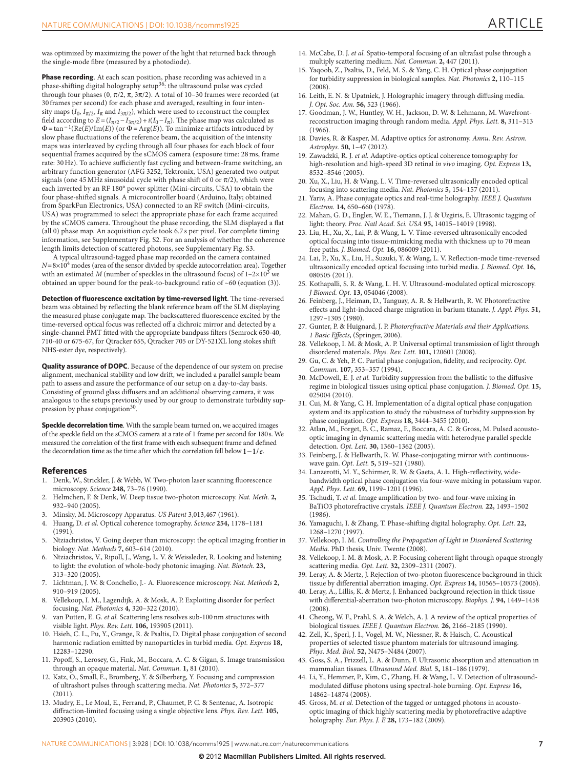was optimized by maximizing the power of the light that returned back through the single-mode fibre (measured by a photodiode).

**Phase recording**. At each scan position, phase recording was achieved in a phase-shifting digital holography setup[36]: the ultrasound pulse was cycled through four phases (0, $\pi/2$, $\pi$, $3\pi/2$). A total of 10–30 frames were recorded (at 30 frames per second) for each phase and averaged, resulting in four intensity maps ($I_0$, $I_{\pi/2}$, $I_\pi$ and $I_{3\pi/2}$), which were used to reconstruct the complex field according to $E=(I_{\pi/2}-I_{3\pi/2})+i(I_0-I_\pi)$. The phase map was calculated as $\Phi=\tan^{-1}(\mathrm{Re}(E)/\mathrm{Im}(E))$ (or $\Phi=\mathrm{Arg}(E)$). To minimize artifacts introduced by slow phase fluctuations of the reference beam, the acquisition of the intensity maps was interleaved by cycling through all four phases for each block of four sequential frames acquired by the sCMOS camera (exposure time: 28 ms, frame rate: 30 Hz). To achieve sufficiently fast cycling and between-frame switching, an arbitrary function generator (AFG 3252, Tektronix, USA) generated two output signals (one 45 MHz sinusoidal cycle with phase shift of 0 or $\pi/2$), which were each inverted by an RF 180° power splitter (Mini-circuits, USA) to obtain the four phase-shifted signals. A microcontroller board (Arduino, Italy; obtained from SparkFun Electronics, USA) connected to an RF switch (Mini-circuits, USA) was programmed to select the appropriate phase for each frame acquired by the sCMOS camera. Throughout the phase recording, the SLM displayed a flat (all 0) phase map. An acquisition cycle took 6.7 s per pixel. For complete timing information, see Supplementary Fig. S2. For an analysis of whether the coherence length limits detection of scattered photons, see Supplementary Fig. S3.

A typical ultrasound-tagged phase map recorded on the camera contained $N=8\times10^4$ modes (area of the sensor divided by speckle autocorrelation area). Together with an estimated $M$ (number of speckles in the ultrasound focus) of $1–2\times10^3$ we obtained an upper bound for the peak-to-background ratio of ~60 (equation (3)).

**Detection of fluorescence excitation by time-reversed light**. The time-reversed beam was obtained by reflecting the blank reference beam off the SLM displaying the measured phase conjugate map. The backscattered fluorescence excited by the time-reversed optical focus was reflected off a dichroic mirror and detected by a single-channel PMT fitted with the appropriate bandpass filters (Semrock 650-40, 710-40 or 675-67, for Qtracker 655, Qtracker 705 or DY-521XL long stokes shift NHS-ester dye, respectively).

**Quality assurance of DOPC**. Because of the dependence of our system on precise alignment, mechanical stability and low drift, we included a parallel sample beam path to assess and assure the performance of our setup on a day-to-day basis. Consisting of ground glass diffusers and an additional observing camera, it was analogous to the setups previously used by our group to demonstrate turbidity suppression by phase conjugation[30].

**Speckle decorrelation time**. With the sample beam turned on, we acquired images of the speckle field on the sCMOS camera at a rate of 1 frame per second for 180 s. We measured the correlation of the first frame with each subsequent frame and defined the decorrelation time as the time after which the correlation fell below $1-1/e$.

## References

1. Denk, W., Strickler, J. & Webb, W. Two-photon laser scanning fluorescence microscopy. *Science* **248,** 73–76 (1990).
2. Helmchen, F. & Denk, W. Deep tissue two-photon microscopy. *Nat. Meth.* **2,** 932–940 (2005).
3. Minsky, M. Microscopy Apparatus. *US Patent* 3,013,467 (1961).
4. Huang, D. *et al.* Optical coherence tomography. *Science* **254,** 1178–1181 (1991).
5. Ntziachristos, V. Going deeper than microscopy: the optical imaging frontier in biology. *Nat. Methods* **7,** 603–614 (2010).
6. Ntziachristos, V., Ripoll, J., Wang, L. V. & Weissleder, R. Looking and listening to light: the evolution of whole-body photonic imaging. *Nat. Biotech.* **23,** 313–320 (2005).
7. Lichtman, J. W. & Conchello, J.- A. Fluorescence microscopy. *Nat. Methods* **2,** 910–919 (2005).
8. Vellekoop, I. M., Lagendijk, A. & Mosk, A. P. Exploiting disorder for perfect focusing. *Nat. Photonics* **4,** 320–322 (2010).
9. van Putten, E. G. *et al.* Scattering lens resolves sub-100 nm structures with visible light. *Phys. Rev. Lett.* **106,** 193905 (2011).
10. Hsieh, C. L., Pu, Y., Grange, R. & Psaltis, D. Digital phase conjugation of second harmonic radiation emitted by nanoparticles in turbid media. *Opt. Express* **18,** 12283–12290.
11. Popoff, S., Lerosey, G., Fink, M., Boccara, A. C. & Gigan, S. Image transmission through an opaque material. *Nat. Commun.* **1,** 81 (2010).
12. Katz, O., Small, E., Bromberg, Y. & Silberberg, Y. Focusing and compression of ultrashort pulses through scattering media. *Nat. Photonics* **5,** 372–377 (2011).
13. Mudry, E., Le Moal, E., Ferrand, P., Chaumet, P. C. & Sentenac, A. Isotropic diffraction-limited focusing using a single objective lens. *Phys. Rev. Lett.* **105,** 203903 (2010).
14. McCabe, D. J. *et al.* Spatio-temporal focusing of an ultrafast pulse through a multiply scattering medium. *Nat. Commun.* **2,** 447 (2011).
15. Yaqoob, Z., Psaltis, D., Feld, M. S. & Yang, C. H. Optical phase conjugation for turbidity suppression in biological samples. *Nat. Photonics* **2,** 110–115 (2008).
16. Leith, E. N. & Upatniek, J. Holographic imagery through diffusing media. *J. Opt. Soc. Am.* **56,** 523 (1966).
17. Goodman, J. W., Huntley, W. H., Jackson, D. W. & Lehmann, M. Wavefront-reconstruction imaging through random media. *Appl. Phys. Lett.* **8,** 311–313 (1966).
18. Davies, R. & Kasper, M. Adaptive optics for astronomy. *Annu. Rev. Astron. Astrophys.* **50,** 1–47 (2012).
19. Zawadzki, R. J. *et al.* Adaptive-optics optical coherence tomography for high-resolution and high-speed 3D retinal *in vivo* imaging. *Opt. Express* **13,** 8532–8546 (2005).
20. Xu, X., Liu, H. & Wang, L. V. Time-reversed ultrasonically encoded optical focusing into scattering media. *Nat. Photonics* **5,** 154–157 (2011).
21. Yariv, A. Phase conjugate optics and real-time holography. *IEEE J. Quantum Electron.* **14,** 650–660 (1978).
22. Mahan, G. D., Engler, W. E., Tiemann, J. J. & Uzgiris, E. Ultrasonic tagging of light: theory. *Proc. Natl Acad. Sci. USA* **95,** 14015–14019 (1998).
23. Liu, H., Xu, X., Lai, P. & Wang, L. V. Time-reversed ultrasonically encoded optical focusing into tissue-mimicking media with thickness up to 70 mean free paths. *J. Biomed. Opt.* **16,** 086009 (2011).
24. Lai, P., Xu, X., Liu, H., Suzuki, Y. & Wang, L. V. Reflection-mode time-reversed ultrasonically encoded optical focusing into turbid media. *J. Biomed. Opt.* **16,** 080505 (2011).
25. Kothapalli, S. R. & Wang, L. H. V. Ultrasound-modulated optical microscopy. *J Biomed. Opt.* **13,** 054046 (2008).
26. Feinberg, J., Heiman, D., Tanguay, A. R. & Hellwarth, R. W. Photorefractive effects and light-induced charge migration in barium titanate. *J. Appl. Phys.* **51,** 1297–1305 (1980).
27. Gunter, P. & Huignard, J. P. *Photorefractive Materials and their Applications. 1 Basic Effects*, (Springer, 2006).
28. Vellekoop, I. M. & Mosk, A. P. Universal optimal transmission of light through disordered materials. *Phys. Rev. Lett.* **101,** 120601 (2008).
29. Gu, C. & Yeh, P. C. Partial phase conjugation, fidelity, and reciprocity. *Opt. Commun.* **107,** 353–357 (1994).
30. McDowell, E. J. *et al.* Turbidity suppression from the ballistic to the diffusive regime in biological tissues using optical phase conjugation. *J. Biomed. Opt.* **15,** 025004 (2010).
31. Cui, M. & Yang, C. H. Implementation of a digital optical phase conjugation system and its application to study the robustness of turbidity suppression by phase conjugation. *Opt. Express* **18,** 3444–3455 (2010).
32. Atlan, M., Forget, B. C., Ramaz, F., Boccara, A. C. & Gross, M. Pulsed acousto-optic imaging in dynamic scattering media with heterodyne parallel speckle detection. *Opt. Lett.* **30,** 1360–1362 (2005).
33. Feinberg, J. & Hellwarth, R. W. Phase-conjugating mirror with continuous-wave gain. *Opt. Lett.* **5,** 519–521 (1980).
34. Lanzerotti, M. Y., Schirmer, R. W. & Gaeta, A. L. High-reflectivity, wide-bandwidth optical phase conjugation via four-wave mixing in potassium vapor. *Appl. Phys. Lett.* **69,** 1199–1201 (1996).
35. Tschudi, T. *et al.* Image amplification by two- and four-wave mixing in BaTiO3 photorefractive crystals. *IEEE J. Quantum Electron.* **22,** 1493–1502 (1986).
36. Yamaguchi, I. & Zhang, T. Phase-shifting digital holography. *Opt. Lett.* **22,** 1268–1270 (1997).
37. Vellekoop, I. M. *Controlling the Propagation of Light in Disordered Scattering Media*. PhD thesis, Univ. Twente (2008).
38. Vellekoop, I. M. & Mosk, A. P. Focusing coherent light through opaque strongly scattering media. *Opt. Lett.* **32,** 2309–2311 (2007).
39. Leray, A. & Mertz, J. Rejection of two-photon fluorescence background in thick tissue by differential aberration imaging. *Opt. Express* **14,** 10565–10573 (2006).
40. Leray, A., Lillis, K. & Mertz, J. Enhanced background rejection in thick tissue with differential-aberration two-photon microscopy. *Biophys. J.* **94,** 1449–1458 (2008).
41. Cheong, W. F., Prahl, S. A. & Welch, A. J. A review of the optical properties of biological tissues. *IEEE J. Quantum Electron.* **26,** 2166–2185 (1990).
42. Zell, K., Sperl, J. I., Vogel, M. W., Niessner, R. & Haisch, C. Acoustical properties of selected tissue phantom materials for ultrasound imaging. *Phys. Med. Biol.* **52,** N475–N484 (2007).
43. Goss, S. A., Frizzell, L. A. & Dunn, F. Ultrasonic absorption and attenuation in mammalian tissues. *Ultrasound Med. Biol.* **5,** 181–186 (1979).
44. Li, Y., Hemmer, P., Kim, C., Zhang, H. & Wang, L. V. Detection of ultrasound-modulated diffuse photons using spectral-hole burning. *Opt. Express* **16,** 14862–14874 (2008).
45. Gross, M. *et al.* Detection of the tagged or untagged photons in acousto-optic imaging of thick highly scattering media by photorefractive adaptive holography. *Eur. Phys. J. E* **28,** 173–182 (2009).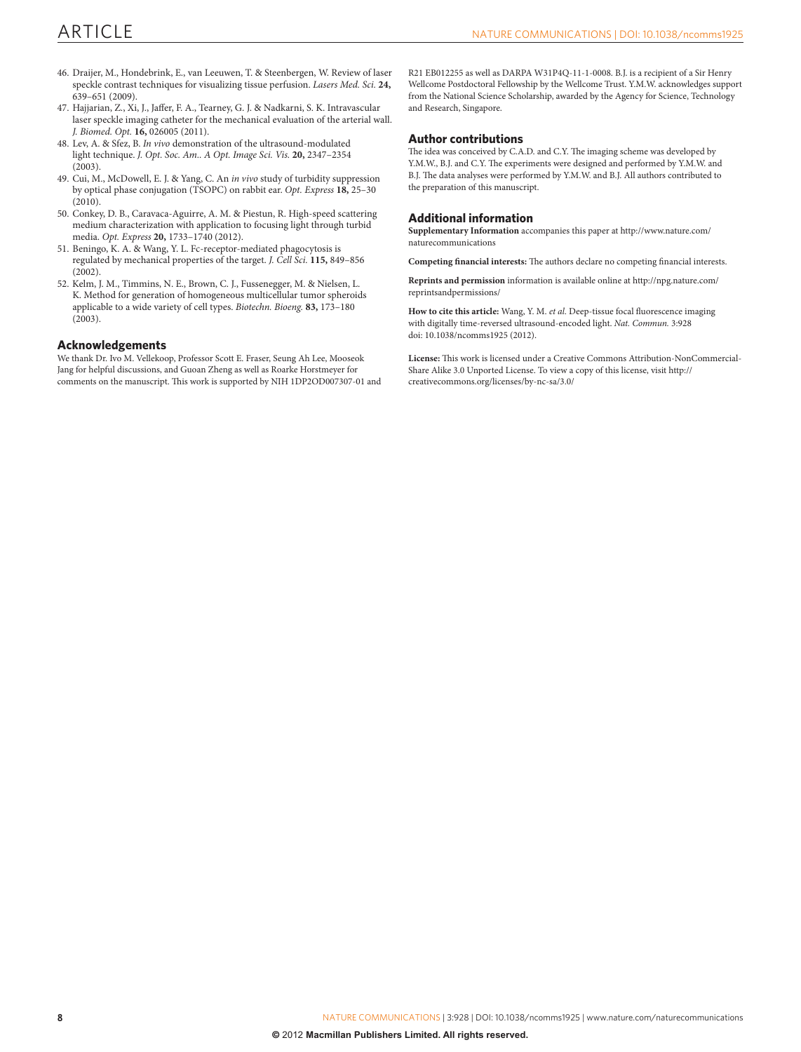46. Draijer, M., Hondebrink, E., van Leeuwen, T. & Steenbergen, W. Review of laser speckle contrast techniques for visualizing tissue perfusion. *Lasers Med. Sci.* **24,** 639–651 (2009).
47. Hajjarian, Z., Xi, J., Jaffer, F. A., Tearney, G. J. & Nadkarni, S. K. Intravascular laser speckle imaging catheter for the mechanical evaluation of the arterial wall. *J. Biomed. Opt.* **16,** 026005 (2011).
48. Lev, A. & Sfez, B. *In vivo* demonstration of the ultrasound-modulated light technique. *J. Opt. Soc. Am.. A Opt. Image Sci. Vis.* **20,** 2347–2354 (2003).
49. Cui, M., McDowell, E. J. & Yang, C. An *in vivo* study of turbidity suppression by optical phase conjugation (TSOPC) on rabbit ear. *Opt. Express* **18,** 25–30 (2010).
50. Conkey, D. B., Caravaca-Aguirre, A. M. & Piestun, R. High-speed scattering medium characterization with application to focusing light through turbid media. *Opt. Express* **20,** 1733–1740 (2012).
51. Beningo, K. A. & Wang, Y. L. Fc-receptor-mediated phagocytosis is regulated by mechanical properties of the target. *J. Cell Sci.* **115,** 849–856 (2002).
52. Kelm, J. M., Timmins, N. E., Brown, C. J., Fussenegger, M. & Nielsen, L. K. Method for generation of homogeneous multicellular tumor spheroids applicable to a wide variety of cell types. *Biotechn. Bioeng.* **83,** 173–180 (2003).

## Acknowledgements

We thank Dr. Ivo M. Vellekoop, Professor Scott E. Fraser, Seung Ah Lee, Mooseok Jang for helpful discussions, and Guoan Zheng as well as Roarke Horstmeyer for comments on the manuscript. This work is supported by NIH 1DP2OD007307-01 and R21 EB012255 as well as DARPA W31P4Q-11-1-0008. B.J. is a recipient of a Sir Henry Wellcome Postdoctoral Fellowship by the Wellcome Trust. Y.M.W. acknowledges support from the National Science Scholarship, awarded by the Agency for Science, Technology and Research, Singapore.

## Author contributions

The idea was conceived by C.A.D. and C.Y. The imaging scheme was developed by Y.M.W., B.J. and C.Y. The experiments were designed and performed by Y.M.W. and B.J. The data analyses were performed by Y.M.W. and B.J. All authors contributed to the preparation of this manuscript.

## Additional information

**Supplementary Information** accompanies this paper at http://www.nature.com/naturecommunications

**Competing financial interests:** The authors declare no competing financial interests.

**Reprints and permission** information is available online at http://npg.nature.com/reprintsandpermissions/

**How to cite this article:** Wang, Y. M. *et al.* Deep-tissue focal fluorescence imaging with digitally time-reversed ultrasound-encoded light. *Nat. Commun.* 3:928 doi: 10.1038/ncomms1925 (2012).

**License:** This work is licensed under a Creative Commons Attribution-NonCommercial-Share Alike 3.0 Unported License. To view a copy of this license, visit http://creativecommons.org/licenses/by-nc-sa/3.0/